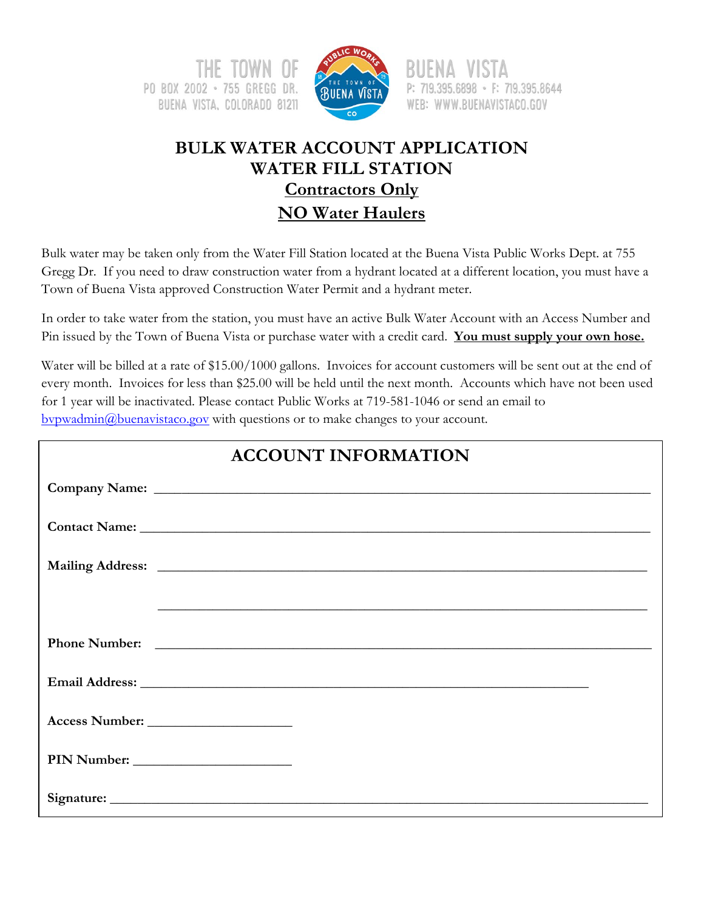THE TOWN OF
PO BOX 2002 • 755 GREGG DR.
BUENA VISTA, COLORADO 81211

BUENA VISTA
P: 719.395.6898 • F: 719.395.8644
WEB: WWW.BUENAVISTACO.GOV

# BULK WATER ACCOUNT APPLICATION
# WATER FILL STATION
## Contractors Only
## NO Water Haulers

Bulk water may be taken only from the Water Fill Station located at the Buena Vista Public Works Dept. at 755 Gregg Dr. If you need to draw construction water from a hydrant located at a different location, you must have a Town of Buena Vista approved Construction Water Permit and a hydrant meter.

In order to take water from the station, you must have an active Bulk Water Account with an Access Number and Pin issued by the Town of Buena Vista or purchase water with a credit card. **You must supply your own hose.**

Water will be billed at a rate of $15.00/1000 gallons. Invoices for account customers will be sent out at the end of every month. Invoices for less than $25.00 will be held until the next month. Accounts which have not been used for 1 year will be inactivated. Please contact Public Works at 719-581-1046 or send an email to bvpwadmin@buenavistaco.gov with questions or to make changes to your account.

## ACCOUNT INFORMATION

**Company Name:** ______________________________

**Contact Name:** ______________________________

**Mailing Address:** ______________________________

______________________________

**Phone Number:** ______________________________

**Email Address:** ______________________________

**Access Number:** ____________________

**PIN Number:** ____________________

**Signature:** ______________________________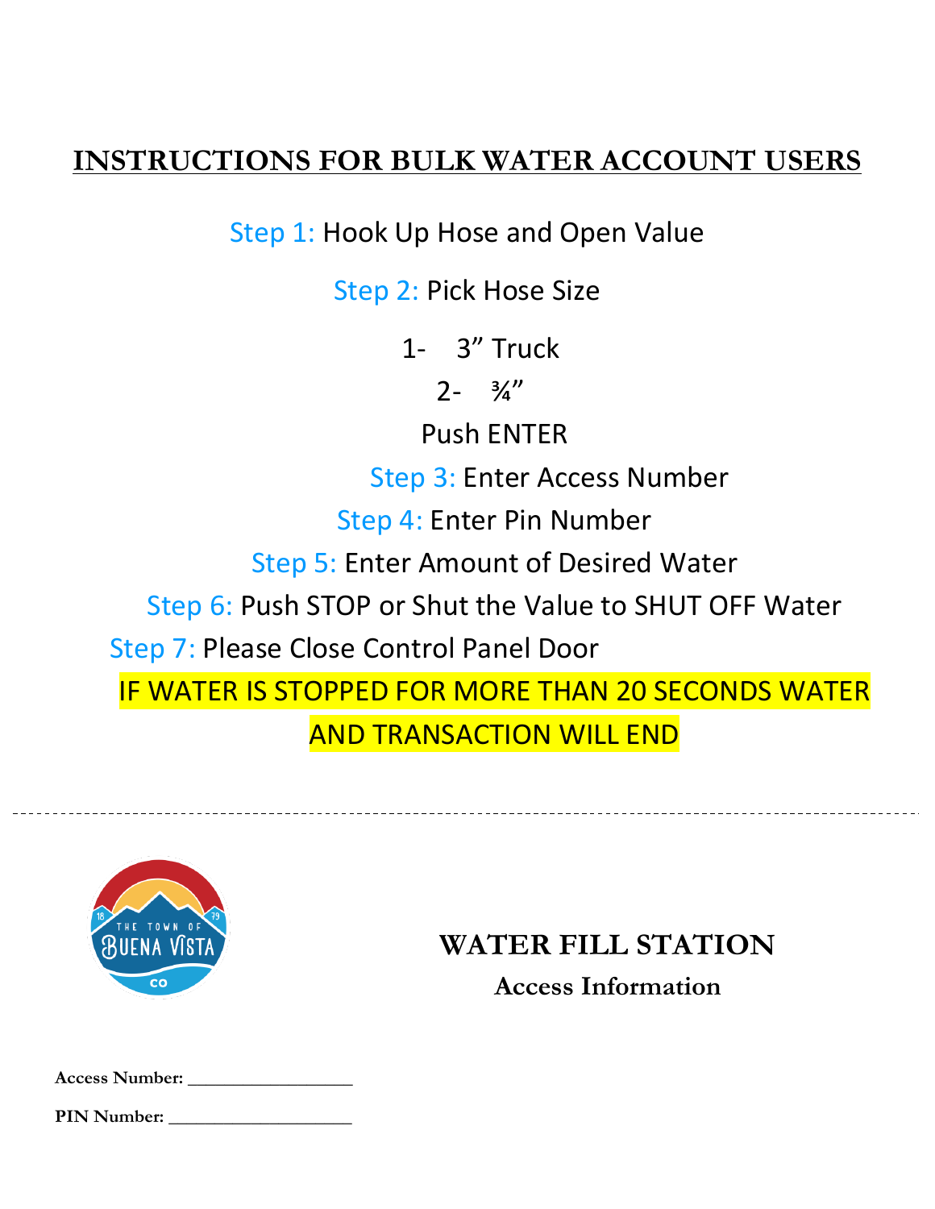# INSTRUCTIONS FOR BULK WATER ACCOUNT USERS

Step 1: Hook Up Hose and Open Value

Step 2: Pick Hose Size

1- 3" Truck

2- ¾"

Push ENTER

Step 3: Enter Access Number

Step 4: Enter Pin Number

Step 5: Enter Amount of Desired Water

Step 6: Push STOP or Shut the Value to SHUT OFF Water

Step 7: Please Close Control Panel Door

IF WATER IS STOPPED FOR MORE THAN 20 SECONDS WATER AND TRANSACTION WILL END

---

THE TOWN OF BUENA VISTA CO 1879

## WATER FILL STATION

### Access Information

**Access Number:** ________________

**PIN Number:** ________________